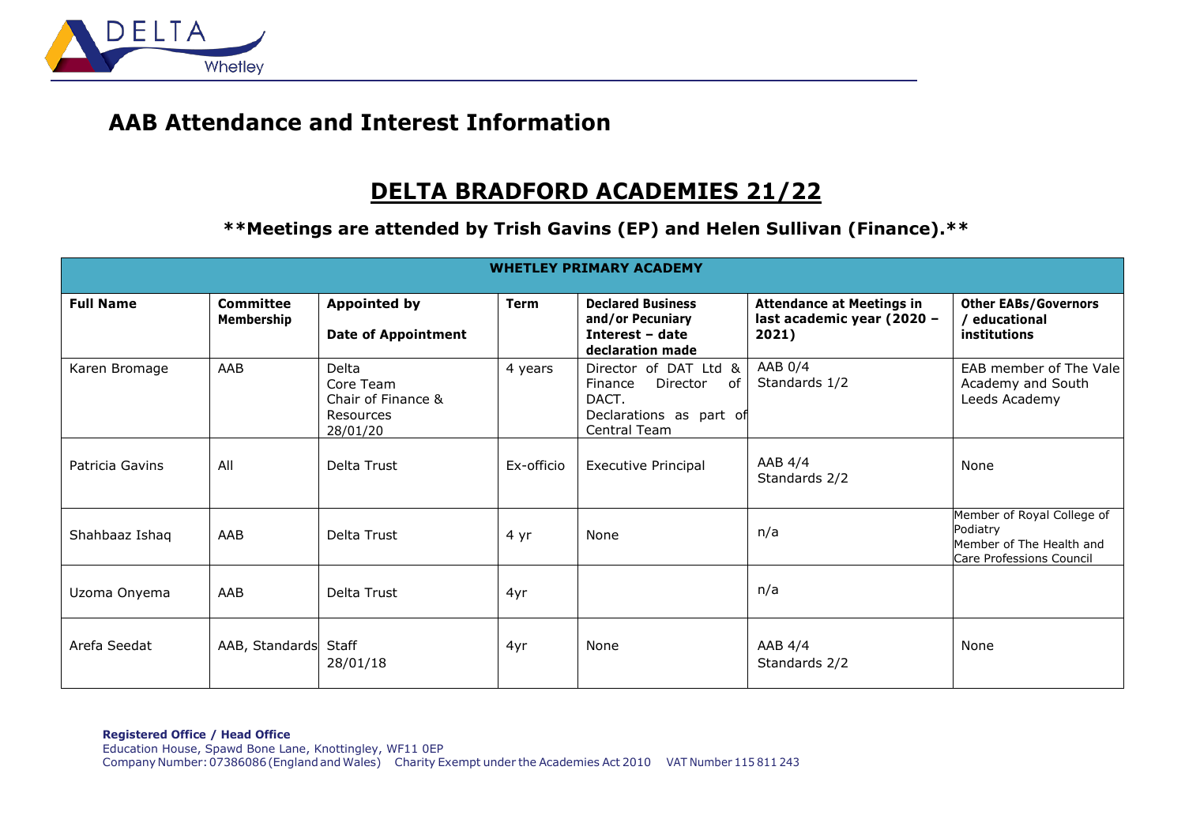# AAB Attendance and Interest Information

## DELTA BRADFORD ACADEMIES 21/22

**\*\*Meetings are attended by Trish Gavins (EP) and Helen Sullivan (Finance).\*\***

| WHETLEY PRIMARY ACADEMY | | | | | | |
|---|---|---|---|---|---|---|
| **Full Name** | **Committee Membership** | **Appointed by**<br><br>**Date of Appointment** | **Term** | **Declared Business and/or Pecuniary Interest – date declaration made** | **Attendance at Meetings in last academic year (2020 – 2021)** | **Other EABs/Governors / educational institutions** |
| Karen Bromage | AAB | Delta<br>Core Team<br>Chair of Finance & Resources<br>28/01/20 | 4 years | Director of DAT Ltd & Finance Director of DACT.<br>Declarations as part of Central Team | AAB 0/4<br>Standards 1/2 | EAB member of The Vale Academy and South Leeds Academy |
| Patricia Gavins | All | Delta Trust | Ex-officio | Executive Principal | AAB 4/4<br>Standards 2/2 | None |
| Shahbaaz Ishaq | AAB | Delta Trust | 4 yr | None | n/a | Member of Royal College of Podiatry<br>Member of The Health and Care Professions Council |
| Uzoma Onyema | AAB | Delta Trust | 4yr | | n/a | |
| Arefa Seedat | AAB, Standards | Staff<br>28/01/18 | 4yr | None | AAB 4/4<br>Standards 2/2 | None |

**Registered Office / Head Office**
Education House, Spawd Bone Lane, Knottingley, WF11 0EP
Company Number: 07386086 (England and Wales) Charity Exempt under the Academies Act 2010 VAT Number 115 811 243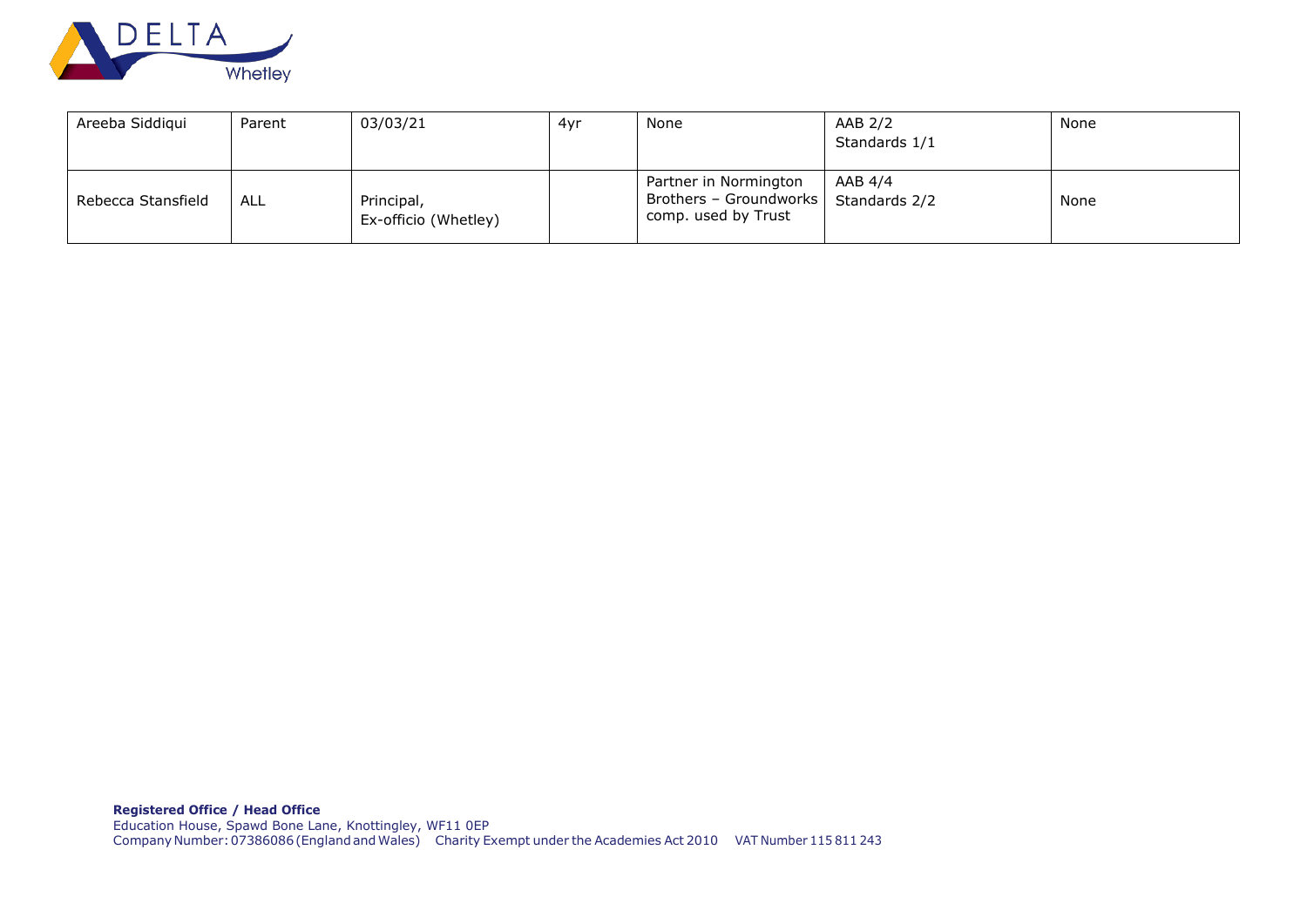| | | | | | | |
|---|---|---|---|---|---|---|
| Areeba Siddiqui | Parent | 03/03/21 | 4yr | None | AAB 2/2<br>Standards 1/1 | None |
| Rebecca Stansfield | ALL | Principal,<br>Ex-officio (Whetley) | | Partner in Normington Brothers – Groundworks comp. used by Trust | AAB 4/4<br>Standards 2/2 | None |

**Registered Office / Head Office**
Education House, Spawd Bone Lane, Knottingley, WF11 0EP
Company Number: 07386086 (England and Wales) Charity Exempt under the Academies Act 2010 VAT Number 115 811 243